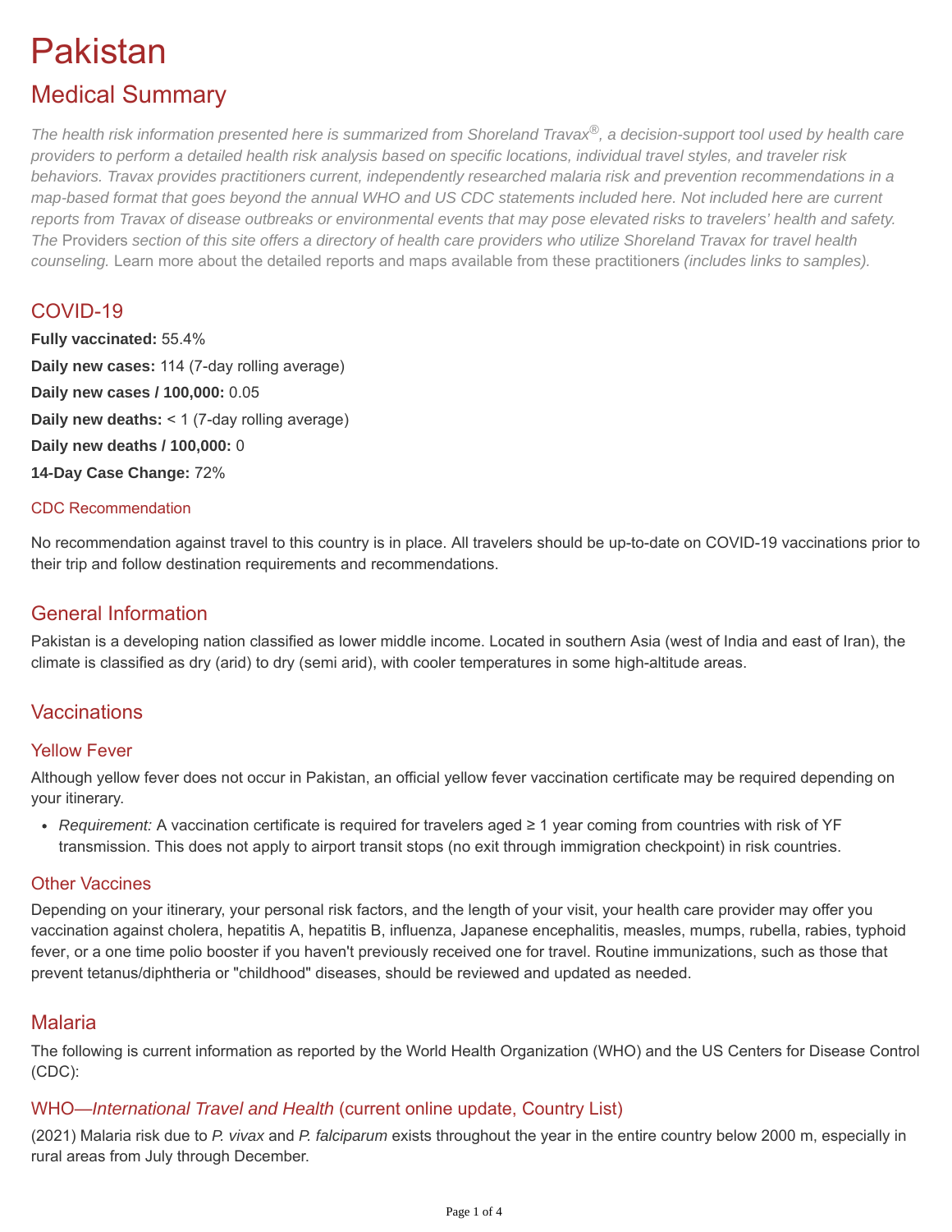# Pakistan

## Medical Summary

*The health risk information presented here is summarized from Shoreland Travax®, a decision-support tool used by health care providers to perform a detailed health risk analysis based on specific locations, individual travel styles, and traveler risk behaviors. Travax provides practitioners current, independently researched malaria risk and prevention recommendations in a map-based format that goes beyond the annual WHO and US CDC statements included here. Not included here are current reports from Travax of disease outbreaks or environmental events that may pose elevated risks to travelers' health and safety. The* Providers *section of this site offers a directory of health care providers who utilize Shoreland Travax for travel health counseling.* Learn more about the detailed reports and maps available from these practitioners *(includes links to samples).*

## COVID-19

**Fully vaccinated:** 55.4%

**Daily new cases:** 114 (7-day rolling average)

**Daily new cases / 100,000:** 0.05

**Daily new deaths:** < 1 (7-day rolling average)

**Daily new deaths / 100,000:** 0

**14-Day Case Change:** 72%

### CDC Recommendation

No recommendation against travel to this country is in place. All travelers should be up-to-date on COVID-19 vaccinations prior to their trip and follow destination requirements and recommendations.

## General Information

Pakistan is a developing nation classified as lower middle income. Located in southern Asia (west of India and east of Iran), the climate is classified as dry (arid) to dry (semi arid), with cooler temperatures in some high-altitude areas.

## Vaccinations

### Yellow Fever

Although yellow fever does not occur in Pakistan, an official yellow fever vaccination certificate may be required depending on your itinerary.

- *Requirement:* A vaccination certificate is required for travelers aged ≥ 1 year coming from countries with risk of YF transmission. This does not apply to airport transit stops (no exit through immigration checkpoint) in risk countries.

### Other Vaccines

Depending on your itinerary, your personal risk factors, and the length of your visit, your health care provider may offer you vaccination against cholera, hepatitis A, hepatitis B, influenza, Japanese encephalitis, measles, mumps, rubella, rabies, typhoid fever, or a one time polio booster if you haven't previously received one for travel. Routine immunizations, such as those that prevent tetanus/diphtheria or "childhood" diseases, should be reviewed and updated as needed.

## Malaria

The following is current information as reported by the World Health Organization (WHO) and the US Centers for Disease Control (CDC):

### WHO—*International Travel and Health* (current online update, Country List)

(2021) Malaria risk due to *P. vivax* and *P. falciparum* exists throughout the year in the entire country below 2000 m, especially in rural areas from July through December.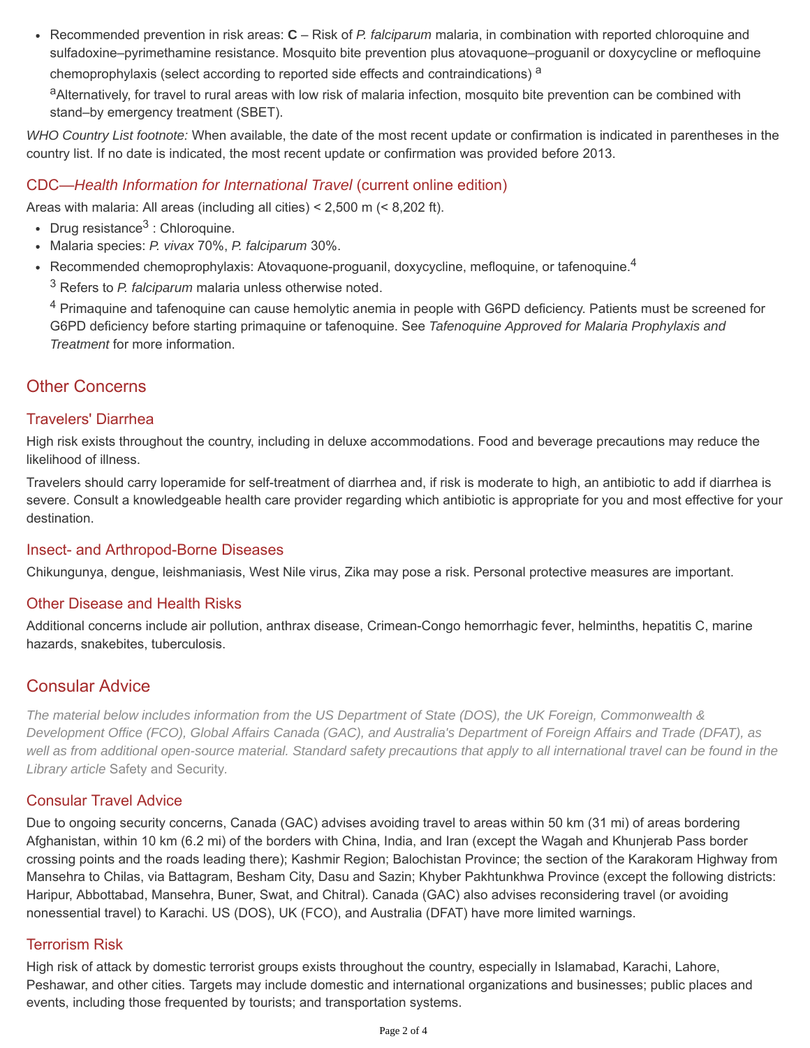- Recommended prevention in risk areas: **C** – Risk of *P. falciparum* malaria, in combination with reported chloroquine and sulfadoxine–pyrimethamine resistance. Mosquito bite prevention plus atovaquone–proguanil or doxycycline or mefloquine chemoprophylaxis (select according to reported side effects and contraindications) [a]

  [a]Alternatively, for travel to rural areas with low risk of malaria infection, mosquito bite prevention can be combined with stand–by emergency treatment (SBET).

*WHO Country List footnote:* When available, the date of the most recent update or confirmation is indicated in parentheses in the country list. If no date is indicated, the most recent update or confirmation was provided before 2013.

### CDC—*Health Information for International Travel* (current online edition)

Areas with malaria: All areas (including all cities) < 2,500 m (< 8,202 ft).

- Drug resistance[3] : Chloroquine.
- Malaria species: *P. vivax* 70%, *P. falciparum* 30%.
- Recommended chemoprophylaxis: Atovaquone-proguanil, doxycycline, mefloquine, or tafenoquine.[4]

  [3] Refers to *P. falciparum* malaria unless otherwise noted.

  [4] Primaquine and tafenoquine can cause hemolytic anemia in people with G6PD deficiency. Patients must be screened for G6PD deficiency before starting primaquine or tafenoquine. See *Tafenoquine Approved for Malaria Prophylaxis and Treatment* for more information.

## Other Concerns

### Travelers' Diarrhea

High risk exists throughout the country, including in deluxe accommodations. Food and beverage precautions may reduce the likelihood of illness.

Travelers should carry loperamide for self-treatment of diarrhea and, if risk is moderate to high, an antibiotic to add if diarrhea is severe. Consult a knowledgeable health care provider regarding which antibiotic is appropriate for you and most effective for your destination.

### Insect- and Arthropod-Borne Diseases

Chikungunya, dengue, leishmaniasis, West Nile virus, Zika may pose a risk. Personal protective measures are important.

### Other Disease and Health Risks

Additional concerns include air pollution, anthrax disease, Crimean-Congo hemorrhagic fever, helminths, hepatitis C, marine hazards, snakebites, tuberculosis.

## Consular Advice

*The material below includes information from the US Department of State (DOS), the UK Foreign, Commonwealth & Development Office (FCO), Global Affairs Canada (GAC), and Australia's Department of Foreign Affairs and Trade (DFAT), as well as from additional open-source material. Standard safety precautions that apply to all international travel can be found in the Library article* Safety and Security.

### Consular Travel Advice

Due to ongoing security concerns, Canada (GAC) advises avoiding travel to areas within 50 km (31 mi) of areas bordering Afghanistan, within 10 km (6.2 mi) of the borders with China, India, and Iran (except the Wagah and Khunjerab Pass border crossing points and the roads leading there); Kashmir Region; Balochistan Province; the section of the Karakoram Highway from Mansehra to Chilas, via Battagram, Besham City, Dasu and Sazin; Khyber Pakhtunkhwa Province (except the following districts: Haripur, Abbottabad, Mansehra, Buner, Swat, and Chitral). Canada (GAC) also advises reconsidering travel (or avoiding nonessential travel) to Karachi. US (DOS), UK (FCO), and Australia (DFAT) have more limited warnings.

### Terrorism Risk

High risk of attack by domestic terrorist groups exists throughout the country, especially in Islamabad, Karachi, Lahore, Peshawar, and other cities. Targets may include domestic and international organizations and businesses; public places and events, including those frequented by tourists; and transportation systems.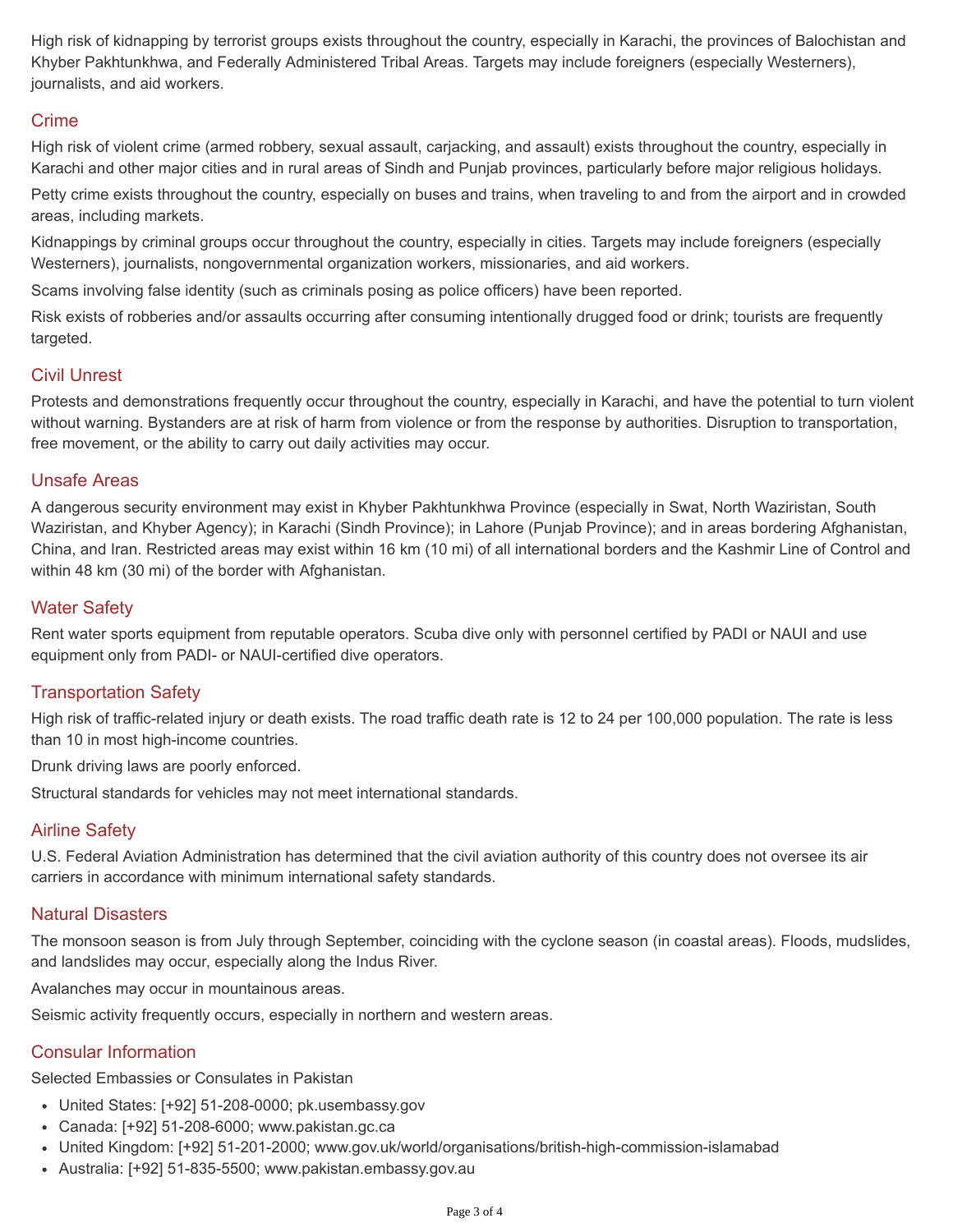High risk of kidnapping by terrorist groups exists throughout the country, especially in Karachi, the provinces of Balochistan and Khyber Pakhtunkhwa, and Federally Administered Tribal Areas. Targets may include foreigners (especially Westerners), journalists, and aid workers.

## Crime

High risk of violent crime (armed robbery, sexual assault, carjacking, and assault) exists throughout the country, especially in Karachi and other major cities and in rural areas of Sindh and Punjab provinces, particularly before major religious holidays.

Petty crime exists throughout the country, especially on buses and trains, when traveling to and from the airport and in crowded areas, including markets.

Kidnappings by criminal groups occur throughout the country, especially in cities. Targets may include foreigners (especially Westerners), journalists, nongovernmental organization workers, missionaries, and aid workers.

Scams involving false identity (such as criminals posing as police officers) have been reported.

Risk exists of robberies and/or assaults occurring after consuming intentionally drugged food or drink; tourists are frequently targeted.

## Civil Unrest

Protests and demonstrations frequently occur throughout the country, especially in Karachi, and have the potential to turn violent without warning. Bystanders are at risk of harm from violence or from the response by authorities. Disruption to transportation, free movement, or the ability to carry out daily activities may occur.

## Unsafe Areas

A dangerous security environment may exist in Khyber Pakhtunkhwa Province (especially in Swat, North Waziristan, South Waziristan, and Khyber Agency); in Karachi (Sindh Province); in Lahore (Punjab Province); and in areas bordering Afghanistan, China, and Iran. Restricted areas may exist within 16 km (10 mi) of all international borders and the Kashmir Line of Control and within 48 km (30 mi) of the border with Afghanistan.

## Water Safety

Rent water sports equipment from reputable operators. Scuba dive only with personnel certified by PADI or NAUI and use equipment only from PADI- or NAUI-certified dive operators.

## Transportation Safety

High risk of traffic-related injury or death exists. The road traffic death rate is 12 to 24 per 100,000 population. The rate is less than 10 in most high-income countries.

Drunk driving laws are poorly enforced.

Structural standards for vehicles may not meet international standards.

## Airline Safety

U.S. Federal Aviation Administration has determined that the civil aviation authority of this country does not oversee its air carriers in accordance with minimum international safety standards.

## Natural Disasters

The monsoon season is from July through September, coinciding with the cyclone season (in coastal areas). Floods, mudslides, and landslides may occur, especially along the Indus River.

Avalanches may occur in mountainous areas.

Seismic activity frequently occurs, especially in northern and western areas.

## Consular Information

Selected Embassies or Consulates in Pakistan

- United States: [+92] 51-208-0000; pk.usembassy.gov
- Canada: [+92] 51-208-6000; www.pakistan.gc.ca
- United Kingdom: [+92] 51-201-2000; www.gov.uk/world/organisations/british-high-commission-islamabad
- Australia: [+92] 51-835-5500; www.pakistan.embassy.gov.au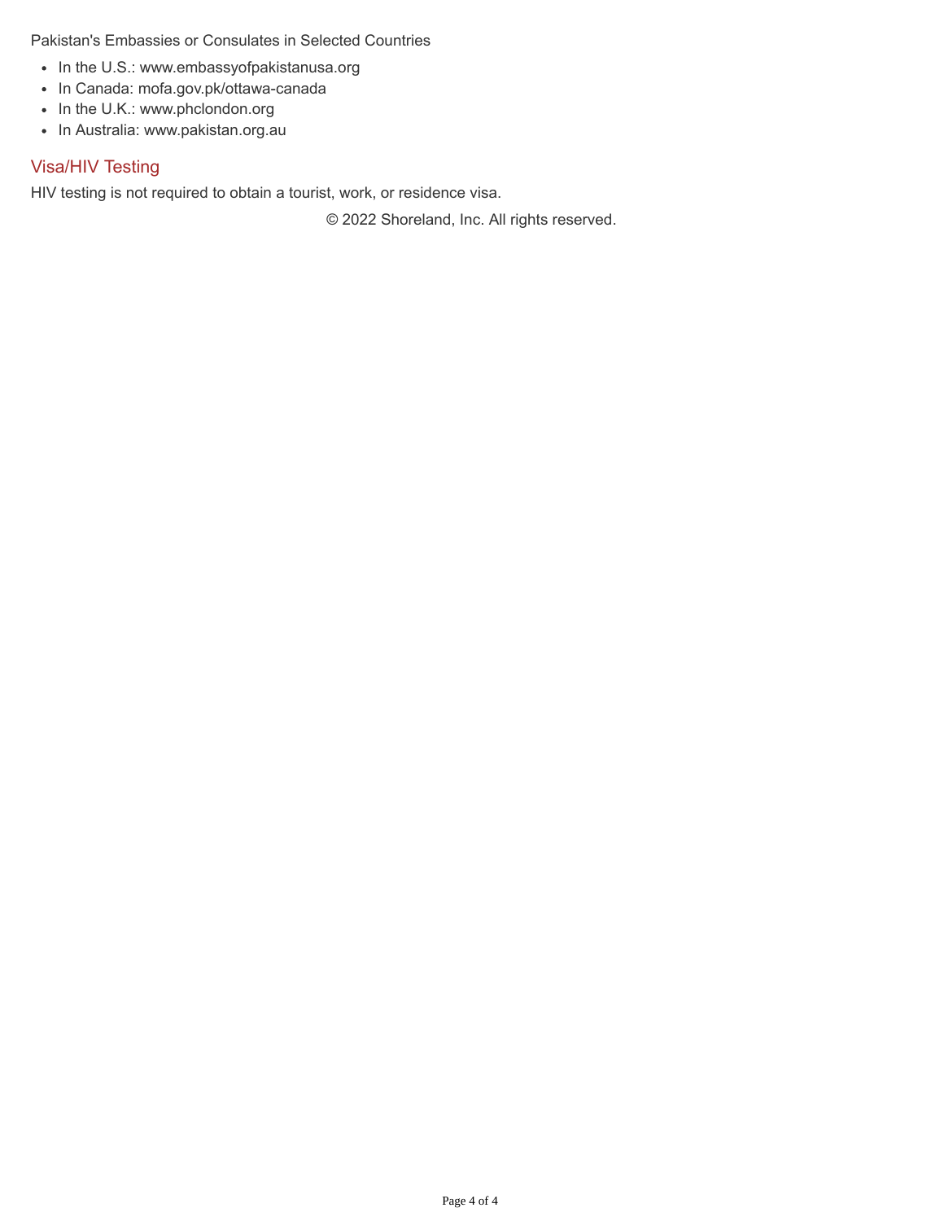Pakistan's Embassies or Consulates in Selected Countries

- In the U.S.: www.embassyofpakistanusa.org
- In Canada: mofa.gov.pk/ottawa-canada
- In the U.K.: www.phclondon.org
- In Australia: www.pakistan.org.au

## Visa/HIV Testing

HIV testing is not required to obtain a tourist, work, or residence visa.

© 2022 Shoreland, Inc. All rights reserved.